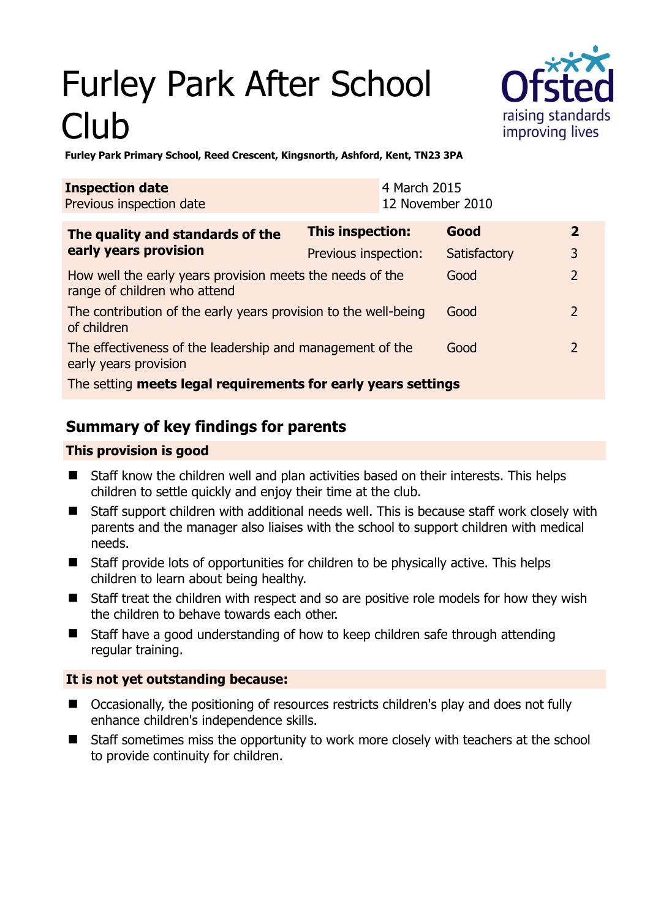# Furley Park After School Club

**Furley Park Primary School, Reed Crescent, Kingsnorth, Ashford, Kent, TN23 3PA**

| **Inspection date** | 4 March 2015 |
|---|---|
| Previous inspection date | 12 November 2010 |

| **The quality and standards of the early years provision** | **This inspection:** | **Good** | **2** |
|---|---|---|---|
| | Previous inspection: | Satisfactory | 3 |
| How well the early years provision meets the needs of the range of children who attend | | Good | 2 |
| The contribution of the early years provision to the well-being of children | | Good | 2 |
| The effectiveness of the leadership and management of the early years provision | | Good | 2 |
| The setting **meets legal requirements for early years settings** | | | |

## Summary of key findings for parents

### This provision is good

- Staff know the children well and plan activities based on their interests. This helps children to settle quickly and enjoy their time at the club.
- Staff support children with additional needs well. This is because staff work closely with parents and the manager also liaises with the school to support children with medical needs.
- Staff provide lots of opportunities for children to be physically active. This helps children to learn about being healthy.
- Staff treat the children with respect and so are positive role models for how they wish the children to behave towards each other.
- Staff have a good understanding of how to keep children safe through attending regular training.

### It is not yet outstanding because:

- Occasionally, the positioning of resources restricts children's play and does not fully enhance children's independence skills.
- Staff sometimes miss the opportunity to work more closely with teachers at the school to provide continuity for children.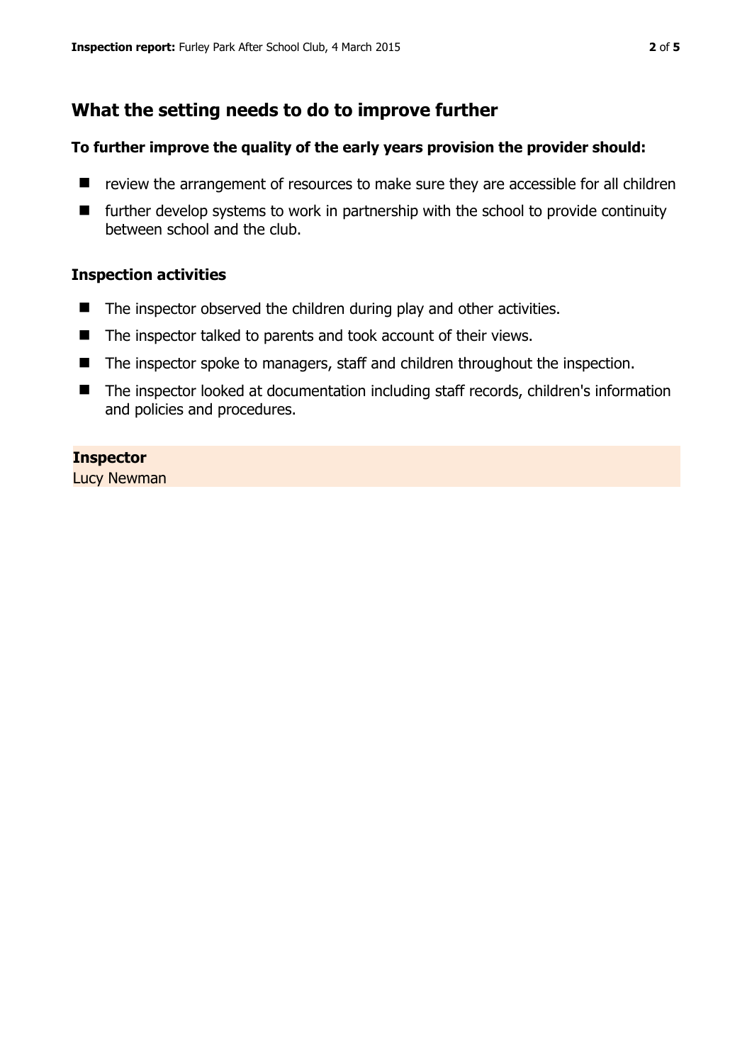## What the setting needs to do to improve further

**To further improve the quality of the early years provision the provider should:**

- review the arrangement of resources to make sure they are accessible for all children
- further develop systems to work in partnership with the school to provide continuity between school and the club.

### Inspection activities

- The inspector observed the children during play and other activities.
- The inspector talked to parents and took account of their views.
- The inspector spoke to managers, staff and children throughout the inspection.
- The inspector looked at documentation including staff records, children's information and policies and procedures.

**Inspector**
Lucy Newman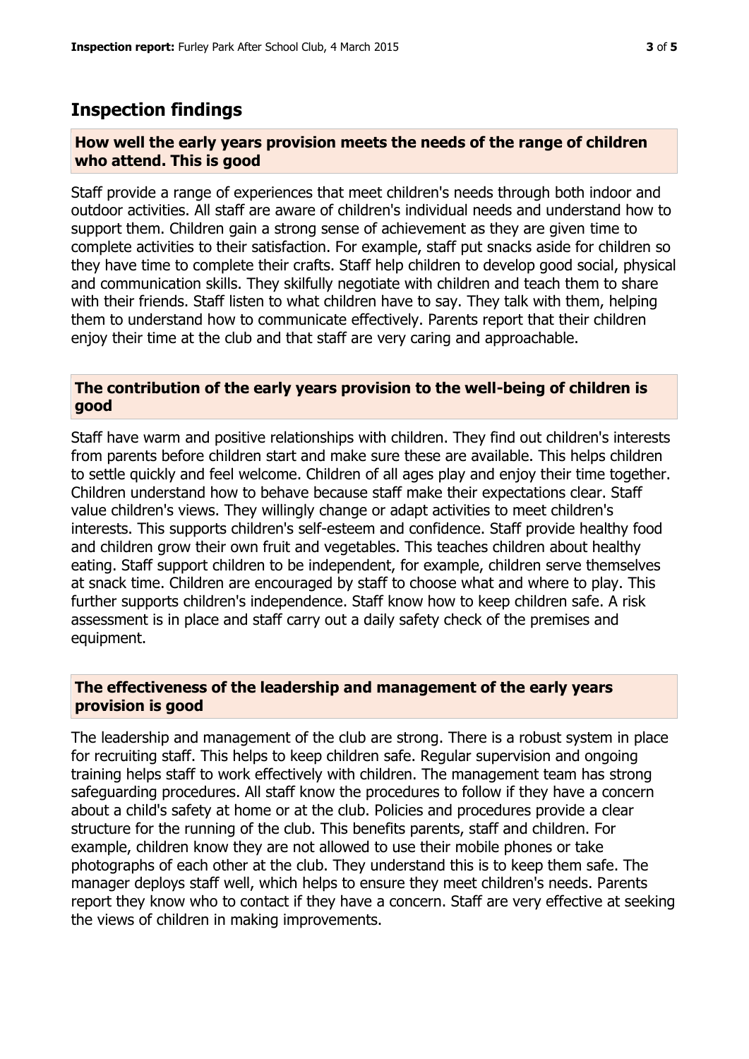## Inspection findings

### How well the early years provision meets the needs of the range of children who attend. This is good

Staff provide a range of experiences that meet children's needs through both indoor and outdoor activities. All staff are aware of children's individual needs and understand how to support them. Children gain a strong sense of achievement as they are given time to complete activities to their satisfaction. For example, staff put snacks aside for children so they have time to complete their crafts. Staff help children to develop good social, physical and communication skills. They skilfully negotiate with children and teach them to share with their friends. Staff listen to what children have to say. They talk with them, helping them to understand how to communicate effectively. Parents report that their children enjoy their time at the club and that staff are very caring and approachable.

### The contribution of the early years provision to the well-being of children is good

Staff have warm and positive relationships with children. They find out children's interests from parents before children start and make sure these are available. This helps children to settle quickly and feel welcome. Children of all ages play and enjoy their time together. Children understand how to behave because staff make their expectations clear. Staff value children's views. They willingly change or adapt activities to meet children's interests. This supports children's self-esteem and confidence. Staff provide healthy food and children grow their own fruit and vegetables. This teaches children about healthy eating. Staff support children to be independent, for example, children serve themselves at snack time. Children are encouraged by staff to choose what and where to play. This further supports children's independence. Staff know how to keep children safe. A risk assessment is in place and staff carry out a daily safety check of the premises and equipment.

### The effectiveness of the leadership and management of the early years provision is good

The leadership and management of the club are strong. There is a robust system in place for recruiting staff. This helps to keep children safe. Regular supervision and ongoing training helps staff to work effectively with children. The management team has strong safeguarding procedures. All staff know the procedures to follow if they have a concern about a child's safety at home or at the club. Policies and procedures provide a clear structure for the running of the club. This benefits parents, staff and children. For example, children know they are not allowed to use their mobile phones or take photographs of each other at the club. They understand this is to keep them safe. The manager deploys staff well, which helps to ensure they meet children's needs. Parents report they know who to contact if they have a concern. Staff are very effective at seeking the views of children in making improvements.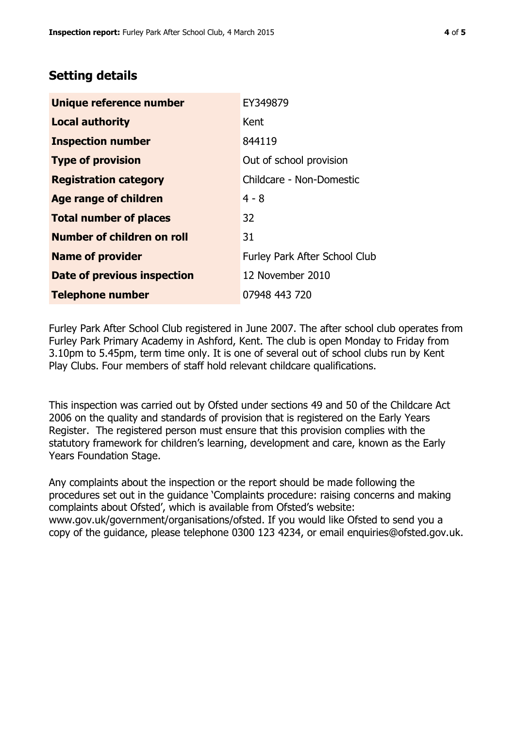## Setting details

| | |
|---|---|
| **Unique reference number** | EY349879 |
| **Local authority** | Kent |
| **Inspection number** | 844119 |
| **Type of provision** | Out of school provision |
| **Registration category** | Childcare - Non-Domestic |
| **Age range of children** | 4 - 8 |
| **Total number of places** | 32 |
| **Number of children on roll** | 31 |
| **Name of provider** | Furley Park After School Club |
| **Date of previous inspection** | 12 November 2010 |
| **Telephone number** | 07948 443 720 |

Furley Park After School Club registered in June 2007. The after school club operates from Furley Park Primary Academy in Ashford, Kent. The club is open Monday to Friday from 3.10pm to 5.45pm, term time only. It is one of several out of school clubs run by Kent Play Clubs. Four members of staff hold relevant childcare qualifications.

This inspection was carried out by Ofsted under sections 49 and 50 of the Childcare Act 2006 on the quality and standards of provision that is registered on the Early Years Register. The registered person must ensure that this provision complies with the statutory framework for children's learning, development and care, known as the Early Years Foundation Stage.

Any complaints about the inspection or the report should be made following the procedures set out in the guidance 'Complaints procedure: raising concerns and making complaints about Ofsted', which is available from Ofsted's website: www.gov.uk/government/organisations/ofsted. If you would like Ofsted to send you a copy of the guidance, please telephone 0300 123 4234, or email enquiries@ofsted.gov.uk.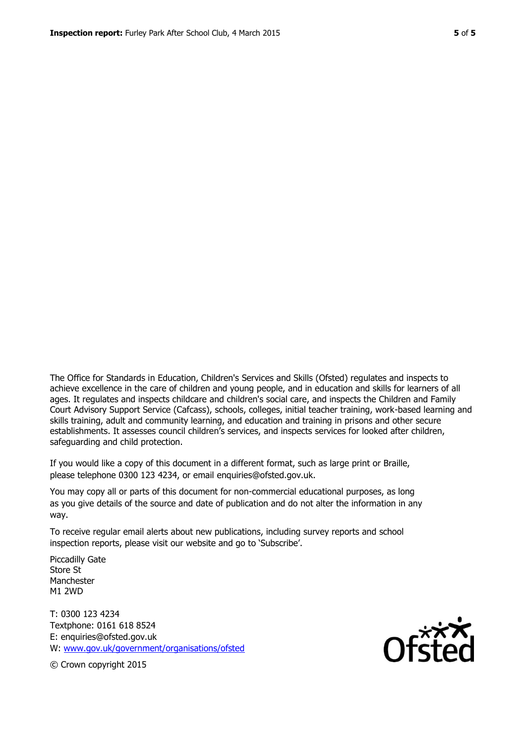The Office for Standards in Education, Children's Services and Skills (Ofsted) regulates and inspects to achieve excellence in the care of children and young people, and in education and skills for learners of all ages. It regulates and inspects childcare and children's social care, and inspects the Children and Family Court Advisory Support Service (Cafcass), schools, colleges, initial teacher training, work-based learning and skills training, adult and community learning, and education and training in prisons and other secure establishments. It assesses council children's services, and inspects services for looked after children, safeguarding and child protection.

If you would like a copy of this document in a different format, such as large print or Braille, please telephone 0300 123 4234, or email enquiries@ofsted.gov.uk.

You may copy all or parts of this document for non-commercial educational purposes, as long as you give details of the source and date of publication and do not alter the information in any way.

To receive regular email alerts about new publications, including survey reports and school inspection reports, please visit our website and go to 'Subscribe'.

Piccadilly Gate
Store St
Manchester
M1 2WD

T: 0300 123 4234
Textphone: 0161 618 8524
E: enquiries@ofsted.gov.uk
W: [www.gov.uk/government/organisations/ofsted](http://www.gov.uk/government/organisations/ofsted)

© Crown copyright 2015